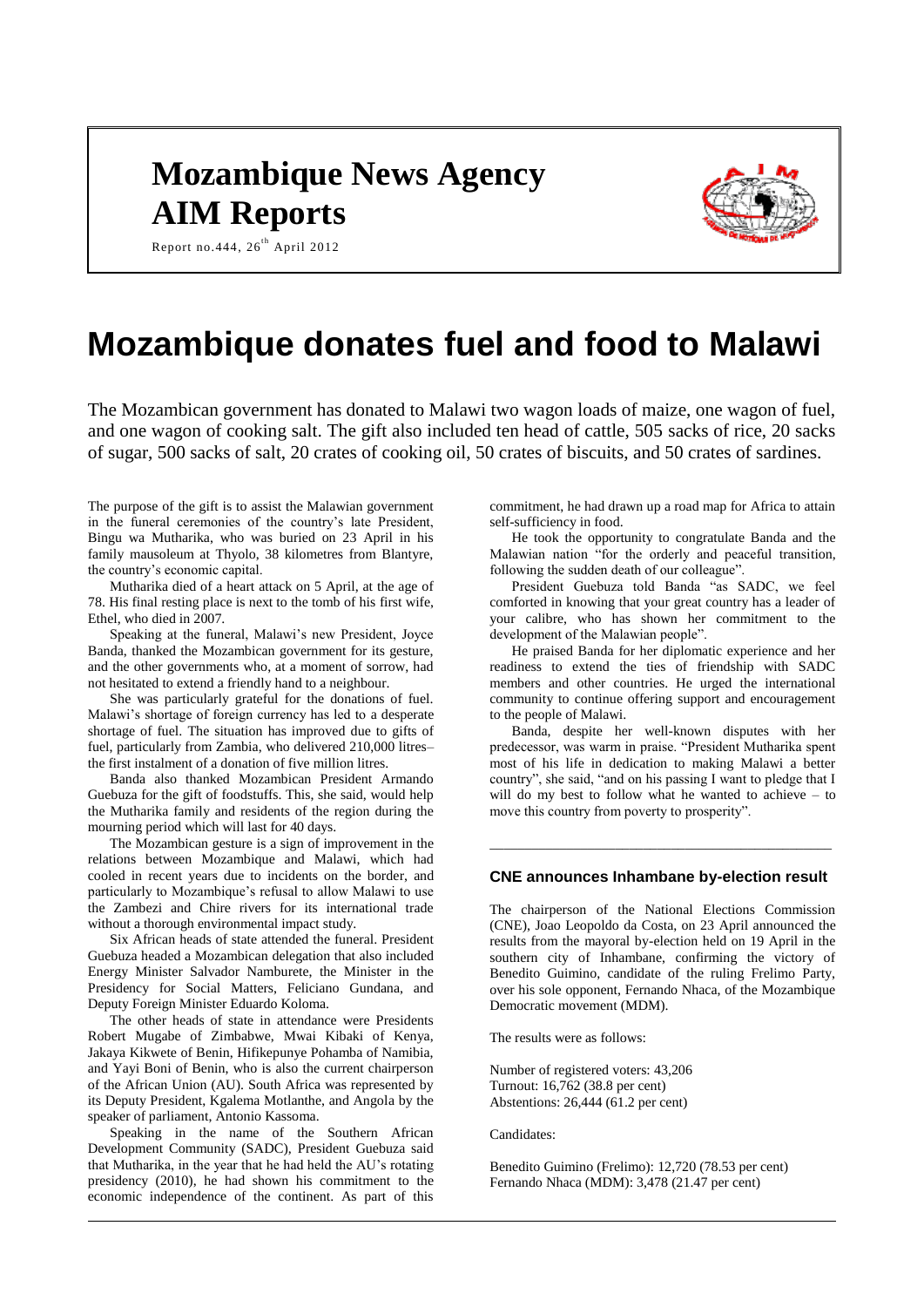# Mozambique News Agency
# AIM Reports

Report no.444, 26th April 2012

# Mozambique donates fuel and food to Malawi

The Mozambican government has donated to Malawi two wagon loads of maize, one wagon of fuel, and one wagon of cooking salt. The gift also included ten head of cattle, 505 sacks of rice, 20 sacks of sugar, 500 sacks of salt, 20 crates of cooking oil, 50 crates of biscuits, and 50 crates of sardines.

The purpose of the gift is to assist the Malawian government in the funeral ceremonies of the country's late President, Bingu wa Mutharika, who was buried on 23 April in his family mausoleum at Thyolo, 38 kilometres from Blantyre, the country's economic capital.

Mutharika died of a heart attack on 5 April, at the age of 78. His final resting place is next to the tomb of his first wife, Ethel, who died in 2007.

Speaking at the funeral, Malawi's new President, Joyce Banda, thanked the Mozambican government for its gesture, and the other governments who, at a moment of sorrow, had not hesitated to extend a friendly hand to a neighbour.

She was particularly grateful for the donations of fuel. Malawi's shortage of foreign currency has led to a desperate shortage of fuel. The situation has improved due to gifts of fuel, particularly from Zambia, who delivered 210,000 litres– the first instalment of a donation of five million litres.

Banda also thanked Mozambican President Armando Guebuza for the gift of foodstuffs. This, she said, would help the Mutharika family and residents of the region during the mourning period which will last for 40 days.

The Mozambican gesture is a sign of improvement in the relations between Mozambique and Malawi, which had cooled in recent years due to incidents on the border, and particularly to Mozambique's refusal to allow Malawi to use the Zambezi and Chire rivers for its international trade without a thorough environmental impact study.

Six African heads of state attended the funeral. President Guebuza headed a Mozambican delegation that also included Energy Minister Salvador Namburete, the Minister in the Presidency for Social Matters, Feliciano Gundana, and Deputy Foreign Minister Eduardo Koloma.

The other heads of state in attendance were Presidents Robert Mugabe of Zimbabwe, Mwai Kibaki of Kenya, Jakaya Kikwete of Benin, Hifikepunye Pohamba of Namibia, and Yayi Boni of Benin, who is also the current chairperson of the African Union (AU). South Africa was represented by its Deputy President, Kgalema Motlanthe, and Angola by the speaker of parliament, Antonio Kassoma.

Speaking in the name of the Southern African Development Community (SADC), President Guebuza said that Mutharika, in the year that he had held the AU's rotating presidency (2010), he had shown his commitment to the economic independence of the continent. As part of this commitment, he had drawn up a road map for Africa to attain self-sufficiency in food.

He took the opportunity to congratulate Banda and the Malawian nation "for the orderly and peaceful transition, following the sudden death of our colleague".

President Guebuza told Banda "as SADC, we feel comforted in knowing that your great country has a leader of your calibre, who has shown her commitment to the development of the Malawian people".

He praised Banda for her diplomatic experience and her readiness to extend the ties of friendship with SADC members and other countries. He urged the international community to continue offering support and encouragement to the people of Malawi.

Banda, despite her well-known disputes with her predecessor, was warm in praise. "President Mutharika spent most of his life in dedication to making Malawi a better country", she said, "and on his passing I want to pledge that I will do my best to follow what he wanted to achieve – to move this country from poverty to prosperity".

---

### CNE announces Inhambane by-election result

The chairperson of the National Elections Commission (CNE), Joao Leopoldo da Costa, on 23 April announced the results from the mayoral by-election held on 19 April in the southern city of Inhambane, confirming the victory of Benedito Guimino, candidate of the ruling Frelimo Party, over his sole opponent, Fernando Nhaca, of the Mozambique Democratic movement (MDM).

The results were as follows:

Number of registered voters: 43,206
Turnout: 16,762 (38.8 per cent)
Abstentions: 26,444 (61.2 per cent)

Candidates:

Benedito Guimino (Frelimo): 12,720 (78.53 per cent)
Fernando Nhaca (MDM): 3,478 (21.47 per cent)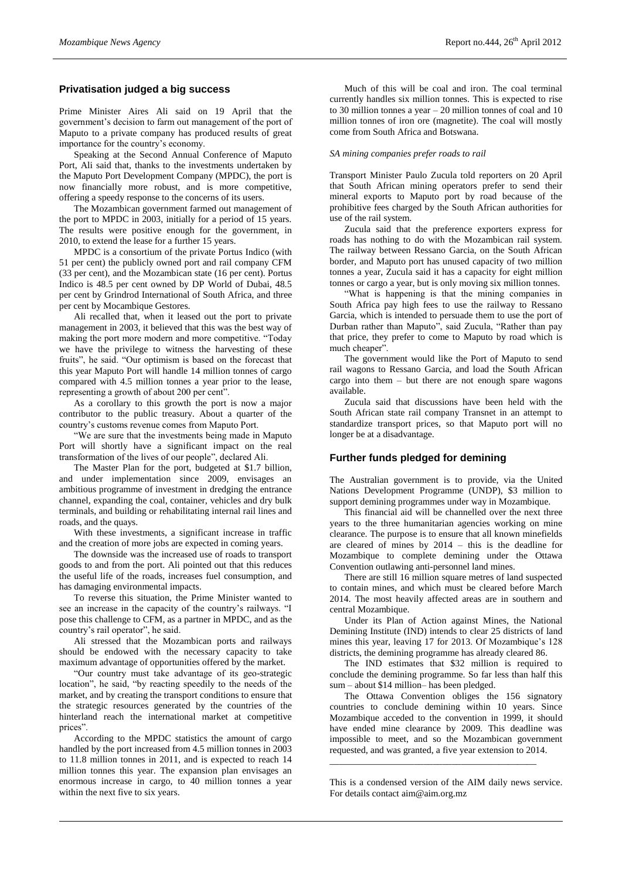## Privatisation judged a big success

Prime Minister Aires Ali said on 19 April that the government's decision to farm out management of the port of Maputo to a private company has produced results of great importance for the country's economy.

Speaking at the Second Annual Conference of Maputo Port, Ali said that, thanks to the investments undertaken by the Maputo Port Development Company (MPDC), the port is now financially more robust, and is more competitive, offering a speedy response to the concerns of its users.

The Mozambican government farmed out management of the port to MPDC in 2003, initially for a period of 15 years. The results were positive enough for the government, in 2010, to extend the lease for a further 15 years.

MPDC is a consortium of the private Portus Indico (with 51 per cent) the publicly owned port and rail company CFM (33 per cent), and the Mozambican state (16 per cent). Portus Indico is 48.5 per cent owned by DP World of Dubai, 48.5 per cent by Grindrod International of South Africa, and three per cent by Mocambique Gestores.

Ali recalled that, when it leased out the port to private management in 2003, it believed that this was the best way of making the port more modern and more competitive. "Today we have the privilege to witness the harvesting of these fruits", he said. "Our optimism is based on the forecast that this year Maputo Port will handle 14 million tonnes of cargo compared with 4.5 million tonnes a year prior to the lease, representing a growth of about 200 per cent".

As a corollary to this growth the port is now a major contributor to the public treasury. About a quarter of the country's customs revenue comes from Maputo Port.

"We are sure that the investments being made in Maputo Port will shortly have a significant impact on the real transformation of the lives of our people", declared Ali.

The Master Plan for the port, budgeted at $1.7 billion, and under implementation since 2009, envisages an ambitious programme of investment in dredging the entrance channel, expanding the coal, container, vehicles and dry bulk terminals, and building or rehabilitating internal rail lines and roads, and the quays.

With these investments, a significant increase in traffic and the creation of more jobs are expected in coming years.

The downside was the increased use of roads to transport goods to and from the port. Ali pointed out that this reduces the useful life of the roads, increases fuel consumption, and has damaging environmental impacts.

To reverse this situation, the Prime Minister wanted to see an increase in the capacity of the country's railways. "I pose this challenge to CFM, as a partner in MPDC, and as the country's rail operator", he said.

Ali stressed that the Mozambican ports and railways should be endowed with the necessary capacity to take maximum advantage of opportunities offered by the market.

"Our country must take advantage of its geo-strategic location", he said, "by reacting speedily to the needs of the market, and by creating the transport conditions to ensure that the strategic resources generated by the countries of the hinterland reach the international market at competitive prices".

According to the MPDC statistics the amount of cargo handled by the port increased from 4.5 million tonnes in 2003 to 11.8 million tonnes in 2011, and is expected to reach 14 million tonnes this year. The expansion plan envisages an enormous increase in cargo, to 40 million tonnes a year within the next five to six years.

Much of this will be coal and iron. The coal terminal currently handles six million tonnes. This is expected to rise to 30 million tonnes a year – 20 million tonnes of coal and 10 million tonnes of iron ore (magnetite). The coal will mostly come from South Africa and Botswana.

*SA mining companies prefer roads to rail*

Transport Minister Paulo Zucula told reporters on 20 April that South African mining operators prefer to send their mineral exports to Maputo port by road because of the prohibitive fees charged by the South African authorities for use of the rail system.

Zucula said that the preference exporters express for roads has nothing to do with the Mozambican rail system. The railway between Ressano Garcia, on the South African border, and Maputo port has unused capacity of two million tonnes a year, Zucula said it has a capacity for eight million tonnes or cargo a year, but is only moving six million tonnes.

"What is happening is that the mining companies in South Africa pay high fees to use the railway to Ressano Garcia, which is intended to persuade them to use the port of Durban rather than Maputo", said Zucula, "Rather than pay that price, they prefer to come to Maputo by road which is much cheaper".

The government would like the Port of Maputo to send rail wagons to Ressano Garcia, and load the South African cargo into them – but there are not enough spare wagons available.

Zucula said that discussions have been held with the South African state rail company Transnet in an attempt to standardize transport prices, so that Maputo port will no longer be at a disadvantage.

## Further funds pledged for demining

The Australian government is to provide, via the United Nations Development Programme (UNDP), $3 million to support demining programmes under way in Mozambique.

This financial aid will be channelled over the next three years to the three humanitarian agencies working on mine clearance. The purpose is to ensure that all known minefields are cleared of mines by 2014 – this is the deadline for Mozambique to complete demining under the Ottawa Convention outlawing anti-personnel land mines.

There are still 16 million square metres of land suspected to contain mines, and which must be cleared before March 2014. The most heavily affected areas are in southern and central Mozambique.

Under its Plan of Action against Mines, the National Demining Institute (IND) intends to clear 25 districts of land mines this year, leaving 17 for 2013. Of Mozambique's 128 districts, the demining programme has already cleared 86.

The IND estimates that $32 million is required to conclude the demining programme. So far less than half this sum – about $14 million– has been pledged.

The Ottawa Convention obliges the 156 signatory countries to conclude demining within 10 years. Since Mozambique acceded to the convention in 1999, it should have ended mine clearance by 2009. This deadline was impossible to meet, and so the Mozambican government requested, and was granted, a five year extension to 2014.

---

This is a condensed version of the AIM daily news service. For details contact aim@aim.org.mz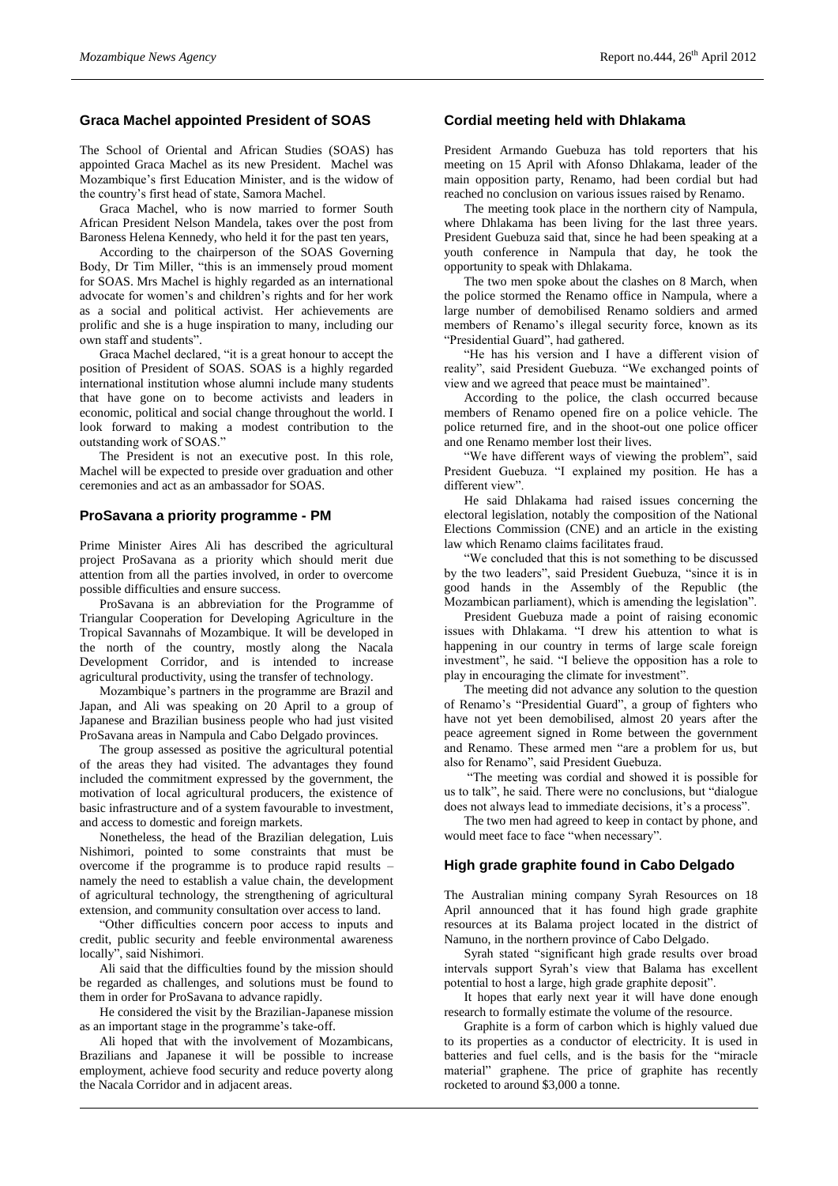## Graca Machel appointed President of SOAS

The School of Oriental and African Studies (SOAS) has appointed Graca Machel as its new President. Machel was Mozambique's first Education Minister, and is the widow of the country's first head of state, Samora Machel.

Graca Machel, who is now married to former South African President Nelson Mandela, takes over the post from Baroness Helena Kennedy, who held it for the past ten years,

According to the chairperson of the SOAS Governing Body, Dr Tim Miller, "this is an immensely proud moment for SOAS. Mrs Machel is highly regarded as an international advocate for women's and children's rights and for her work as a social and political activist. Her achievements are prolific and she is a huge inspiration to many, including our own staff and students".

Graca Machel declared, "it is a great honour to accept the position of President of SOAS. SOAS is a highly regarded international institution whose alumni include many students that have gone on to become activists and leaders in economic, political and social change throughout the world. I look forward to making a modest contribution to the outstanding work of SOAS."

The President is not an executive post. In this role, Machel will be expected to preside over graduation and other ceremonies and act as an ambassador for SOAS.

## ProSavana a priority programme - PM

Prime Minister Aires Ali has described the agricultural project ProSavana as a priority which should merit due attention from all the parties involved, in order to overcome possible difficulties and ensure success.

ProSavana is an abbreviation for the Programme of Triangular Cooperation for Developing Agriculture in the Tropical Savannahs of Mozambique. It will be developed in the north of the country, mostly along the Nacala Development Corridor, and is intended to increase agricultural productivity, using the transfer of technology.

Mozambique's partners in the programme are Brazil and Japan, and Ali was speaking on 20 April to a group of Japanese and Brazilian business people who had just visited ProSavana areas in Nampula and Cabo Delgado provinces.

The group assessed as positive the agricultural potential of the areas they had visited. The advantages they found included the commitment expressed by the government, the motivation of local agricultural producers, the existence of basic infrastructure and of a system favourable to investment, and access to domestic and foreign markets.

Nonetheless, the head of the Brazilian delegation, Luis Nishimori, pointed to some constraints that must be overcome if the programme is to produce rapid results – namely the need to establish a value chain, the development of agricultural technology, the strengthening of agricultural extension, and community consultation over access to land.

"Other difficulties concern poor access to inputs and credit, public security and feeble environmental awareness locally", said Nishimori.

Ali said that the difficulties found by the mission should be regarded as challenges, and solutions must be found to them in order for ProSavana to advance rapidly.

He considered the visit by the Brazilian-Japanese mission as an important stage in the programme's take-off.

Ali hoped that with the involvement of Mozambicans, Brazilians and Japanese it will be possible to increase employment, achieve food security and reduce poverty along the Nacala Corridor and in adjacent areas.

## Cordial meeting held with Dhlakama

President Armando Guebuza has told reporters that his meeting on 15 April with Afonso Dhlakama, leader of the main opposition party, Renamo, had been cordial but had reached no conclusion on various issues raised by Renamo.

The meeting took place in the northern city of Nampula, where Dhlakama has been living for the last three years. President Guebuza said that, since he had been speaking at a youth conference in Nampula that day, he took the opportunity to speak with Dhlakama.

The two men spoke about the clashes on 8 March, when the police stormed the Renamo office in Nampula, where a large number of demobilised Renamo soldiers and armed members of Renamo's illegal security force, known as its "Presidential Guard", had gathered.

"He has his version and I have a different vision of reality", said President Guebuza. "We exchanged points of view and we agreed that peace must be maintained".

According to the police, the clash occurred because members of Renamo opened fire on a police vehicle. The police returned fire, and in the shoot-out one police officer and one Renamo member lost their lives.

"We have different ways of viewing the problem", said President Guebuza. "I explained my position. He has a different view".

He said Dhlakama had raised issues concerning the electoral legislation, notably the composition of the National Elections Commission (CNE) and an article in the existing law which Renamo claims facilitates fraud.

"We concluded that this is not something to be discussed by the two leaders", said President Guebuza, "since it is in good hands in the Assembly of the Republic (the Mozambican parliament), which is amending the legislation".

President Guebuza made a point of raising economic issues with Dhlakama. "I drew his attention to what is happening in our country in terms of large scale foreign investment", he said. "I believe the opposition has a role to play in encouraging the climate for investment".

The meeting did not advance any solution to the question of Renamo's "Presidential Guard", a group of fighters who have not yet been demobilised, almost 20 years after the peace agreement signed in Rome between the government and Renamo. These armed men "are a problem for us, but also for Renamo", said President Guebuza.

"The meeting was cordial and showed it is possible for us to talk", he said. There were no conclusions, but "dialogue does not always lead to immediate decisions, it's a process".

The two men had agreed to keep in contact by phone, and would meet face to face "when necessary".

## High grade graphite found in Cabo Delgado

The Australian mining company Syrah Resources on 18 April announced that it has found high grade graphite resources at its Balama project located in the district of Namuno, in the northern province of Cabo Delgado.

Syrah stated "significant high grade results over broad intervals support Syrah's view that Balama has excellent potential to host a large, high grade graphite deposit".

It hopes that early next year it will have done enough research to formally estimate the volume of the resource.

Graphite is a form of carbon which is highly valued due to its properties as a conductor of electricity. It is used in batteries and fuel cells, and is the basis for the "miracle material" graphene. The price of graphite has recently rocketed to around $3,000 a tonne.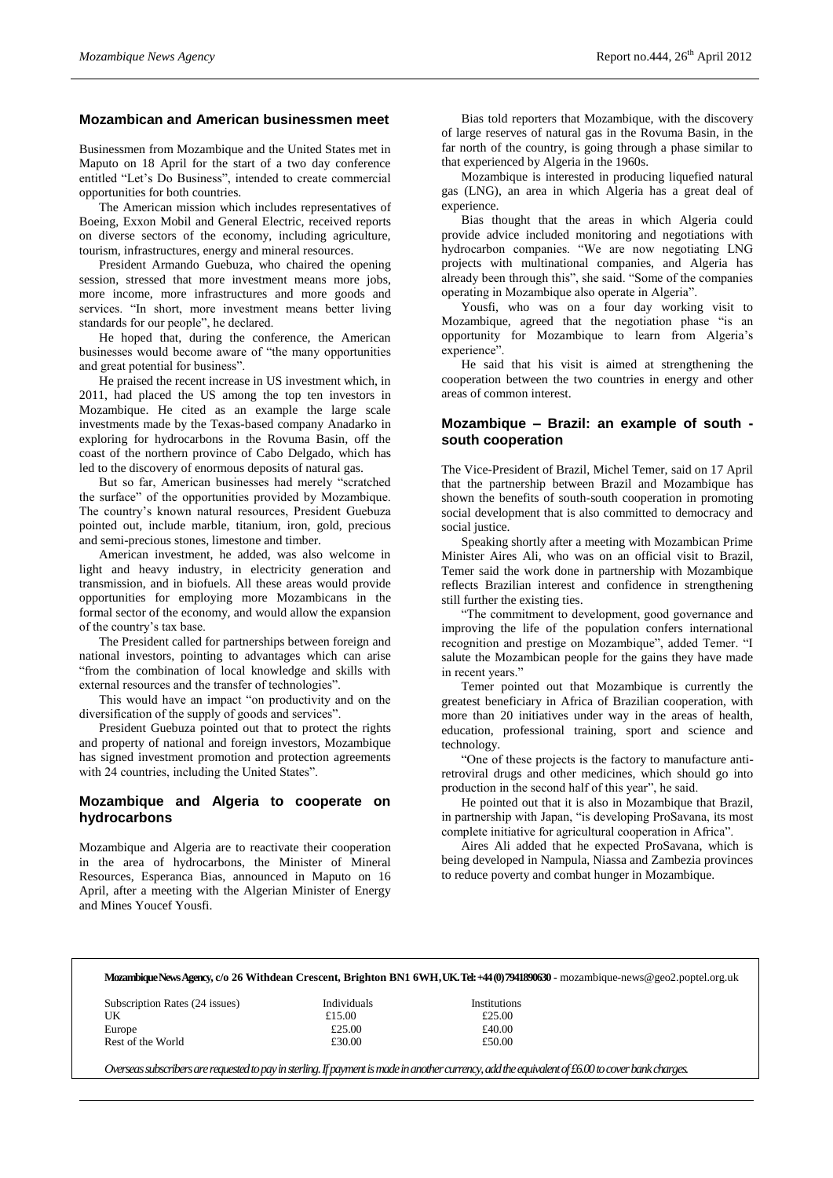## Mozambican and American businessmen meet

Businessmen from Mozambique and the United States met in Maputo on 18 April for the start of a two day conference entitled "Let's Do Business", intended to create commercial opportunities for both countries.

The American mission which includes representatives of Boeing, Exxon Mobil and General Electric, received reports on diverse sectors of the economy, including agriculture, tourism, infrastructures, energy and mineral resources.

President Armando Guebuza, who chaired the opening session, stressed that more investment means more jobs, more income, more infrastructures and more goods and services. "In short, more investment means better living standards for our people", he declared.

He hoped that, during the conference, the American businesses would become aware of "the many opportunities and great potential for business".

He praised the recent increase in US investment which, in 2011, had placed the US among the top ten investors in Mozambique. He cited as an example the large scale investments made by the Texas-based company Anadarko in exploring for hydrocarbons in the Rovuma Basin, off the coast of the northern province of Cabo Delgado, which has led to the discovery of enormous deposits of natural gas.

But so far, American businesses had merely "scratched the surface" of the opportunities provided by Mozambique. The country's known natural resources, President Guebuza pointed out, include marble, titanium, iron, gold, precious and semi-precious stones, limestone and timber.

American investment, he added, was also welcome in light and heavy industry, in electricity generation and transmission, and in biofuels. All these areas would provide opportunities for employing more Mozambicans in the formal sector of the economy, and would allow the expansion of the country's tax base.

The President called for partnerships between foreign and national investors, pointing to advantages which can arise "from the combination of local knowledge and skills with external resources and the transfer of technologies".

This would have an impact "on productivity and on the diversification of the supply of goods and services".

President Guebuza pointed out that to protect the rights and property of national and foreign investors, Mozambique has signed investment promotion and protection agreements with 24 countries, including the United States".

## Mozambique and Algeria to cooperate on hydrocarbons

Mozambique and Algeria are to reactivate their cooperation in the area of hydrocarbons, the Minister of Mineral Resources, Esperanca Bias, announced in Maputo on 16 April, after a meeting with the Algerian Minister of Energy and Mines Youcef Yousfi.

Bias told reporters that Mozambique, with the discovery of large reserves of natural gas in the Rovuma Basin, in the far north of the country, is going through a phase similar to that experienced by Algeria in the 1960s.

Mozambique is interested in producing liquefied natural gas (LNG), an area in which Algeria has a great deal of experience.

Bias thought that the areas in which Algeria could provide advice included monitoring and negotiations with hydrocarbon companies. "We are now negotiating LNG projects with multinational companies, and Algeria has already been through this", she said. "Some of the companies operating in Mozambique also operate in Algeria".

Yousfi, who was on a four day working visit to Mozambique, agreed that the negotiation phase "is an opportunity for Mozambique to learn from Algeria's experience".

He said that his visit is aimed at strengthening the cooperation between the two countries in energy and other areas of common interest.

## Mozambique – Brazil: an example of south - south cooperation

The Vice-President of Brazil, Michel Temer, said on 17 April that the partnership between Brazil and Mozambique has shown the benefits of south-south cooperation in promoting social development that is also committed to democracy and social justice.

Speaking shortly after a meeting with Mozambican Prime Minister Aires Ali, who was on an official visit to Brazil, Temer said the work done in partnership with Mozambique reflects Brazilian interest and confidence in strengthening still further the existing ties.

"The commitment to development, good governance and improving the life of the population confers international recognition and prestige on Mozambique", added Temer. "I salute the Mozambican people for the gains they have made in recent years."

Temer pointed out that Mozambique is currently the greatest beneficiary in Africa of Brazilian cooperation, with more than 20 initiatives under way in the areas of health, education, professional training, sport and science and technology.

"One of these projects is the factory to manufacture anti-retroviral drugs and other medicines, which should go into production in the second half of this year", he said.

He pointed out that it is also in Mozambique that Brazil, in partnership with Japan, "is developing ProSavana, its most complete initiative for agricultural cooperation in Africa".

Aires Ali added that he expected ProSavana, which is being developed in Nampula, Niassa and Zambezia provinces to reduce poverty and combat hunger in Mozambique.

---

**Mozambique News Agency, c/o 26 Withdean Crescent, Brighton BN1 6WH, UK. Tel: +44 (0)7941890630 -** mozambique-news@geo2.poptel.org.uk

| Subscription Rates (24 issues) | Individuals | Institutions |
|---|---|---|
| UK | £15.00 | £25.00 |
| Europe | £25.00 | £40.00 |
| Rest of the World | £30.00 | £50.00 |

*Overseas subscribers are requested to pay in sterling. If payment is made in another currency, add the equivalent of £6.00 to cover bank charges.*